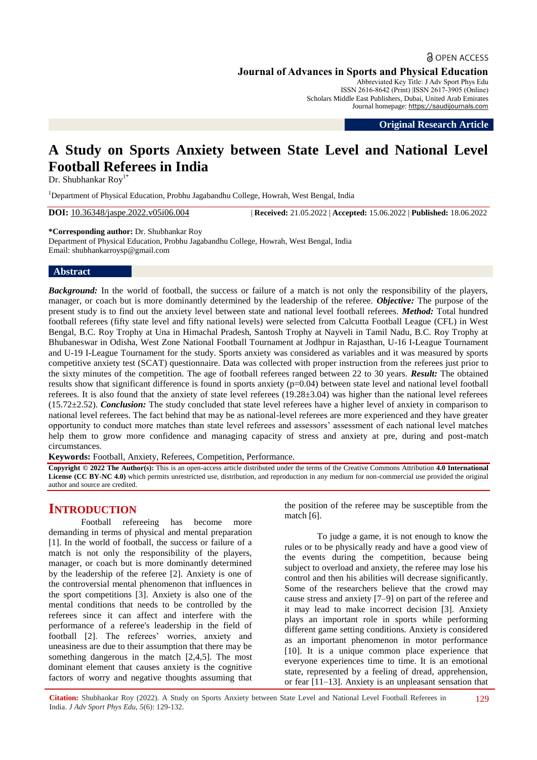OPEN ACCESS

**Journal of Advances in Sports and Physical Education**

Abbreviated Key Title: J Adv Sport Phys Edu
ISSN 2616-8642 (Print) |ISSN 2617-3905 (Online)
Scholars Middle East Publishers, Dubai, United Arab Emirates
Journal homepage: https://saudijournals.com

**Original Research Article**

# A Study on Sports Anxiety between State Level and National Level Football Referees in India

Dr. Shubhankar Roy[1*]

[1]Department of Physical Education, Probhu Jagabandhu College, Howrah, West Bengal, India

**DOI:** 10.36348/jaspe.2022.v05i06.004 | **Received:** 21.05.2022 | **Accepted:** 15.06.2022 | **Published:** 18.06.2022

**\*Corresponding author:** Dr. Shubhankar Roy
Department of Physical Education, Probhu Jagabandhu College, Howrah, West Bengal, India
Email: shubhankarroysp@gmail.com

## Abstract

***Background:*** In the world of football, the success or failure of a match is not only the responsibility of the players, manager, or coach but is more dominantly determined by the leadership of the referee. ***Objective:*** The purpose of the present study is to find out the anxiety level between state and national level football referees. ***Method:*** Total hundred football referees (fifty state level and fifty national levels) were selected from Calcutta Football League (CFL) in West Bengal, B.C. Roy Trophy at Una in Himachal Pradesh, Santosh Trophy at Nayveli in Tamil Nadu, B.C. Roy Trophy at Bhubaneswar in Odisha, West Zone National Football Tournament at Jodhpur in Rajasthan, U-16 I-League Tournament and U-19 I-League Tournament for the study. Sports anxiety was considered as variables and it was measured by sports competitive anxiety test (SCAT) questionnaire. Data was collected with proper instruction from the referees just prior to the sixty minutes of the competition. The age of football referees ranged between 22 to 30 years. ***Result:*** The obtained results show that significant difference is found in sports anxiety ($p=0.04$) between state level and national level football referees. It is also found that the anxiety of state level referees ($19.28\pm3.04$) was higher than the national level referees ($15.72\pm2.52$). ***Conclusion:*** The study concluded that state level referees have a higher level of anxiety in comparison to national level referees. The fact behind that may be as national-level referees are more experienced and they have greater opportunity to conduct more matches than state level referees and assessors' assessment of each national level matches help them to grow more confidence and managing capacity of stress and anxiety at pre, during and post-match circumstances.

**Keywords:** Football, Anxiety, Referees, Competition, Performance.

**Copyright © 2022 The Author(s):** This is an open-access article distributed under the terms of the Creative Commons Attribution **4.0 International License (CC BY-NC 4.0)** which permits unrestricted use, distribution, and reproduction in any medium for non-commercial use provided the original author and source are credited.

## INTRODUCTION

Football refereeing has become more demanding in terms of physical and mental preparation [1]. In the world of football, the success or failure of a match is not only the responsibility of the players, manager, or coach but is more dominantly determined by the leadership of the referee [2]. Anxiety is one of the controversial mental phenomenon that influences in the sport competitions [3]. Anxiety is also one of the mental conditions that needs to be controlled by the referees since it can affect and interfere with the performance of a referee's leadership in the field of football [2]. The referees' worries, anxiety and uneasiness are due to their assumption that there may be something dangerous in the match [2,4,5]. The most dominant element that causes anxiety is the cognitive factors of worry and negative thoughts assuming that the position of the referee may be susceptible from the match [6].

To judge a game, it is not enough to know the rules or to be physically ready and have a good view of the events during the competition, because being subject to overload and anxiety, the referee may lose his control and then his abilities will decrease significantly. Some of the researchers believe that the crowd may cause stress and anxiety [7–9] on part of the referee and it may lead to make incorrect decision [3]. Anxiety plays an important role in sports while performing different game setting conditions. Anxiety is considered as an important phenomenon in motor performance [10]. It is a unique common place experience that everyone experiences time to time. It is an emotional state, represented by a feeling of dread, apprehension, or fear [11–13]. Anxiety is an unpleasant sensation that

**Citation:** Shubhankar Roy (2022). A Study on Sports Anxiety between State Level and National Level Football Referees in India. *J Adv Sport Phys Edu, 5*(6): 129-132.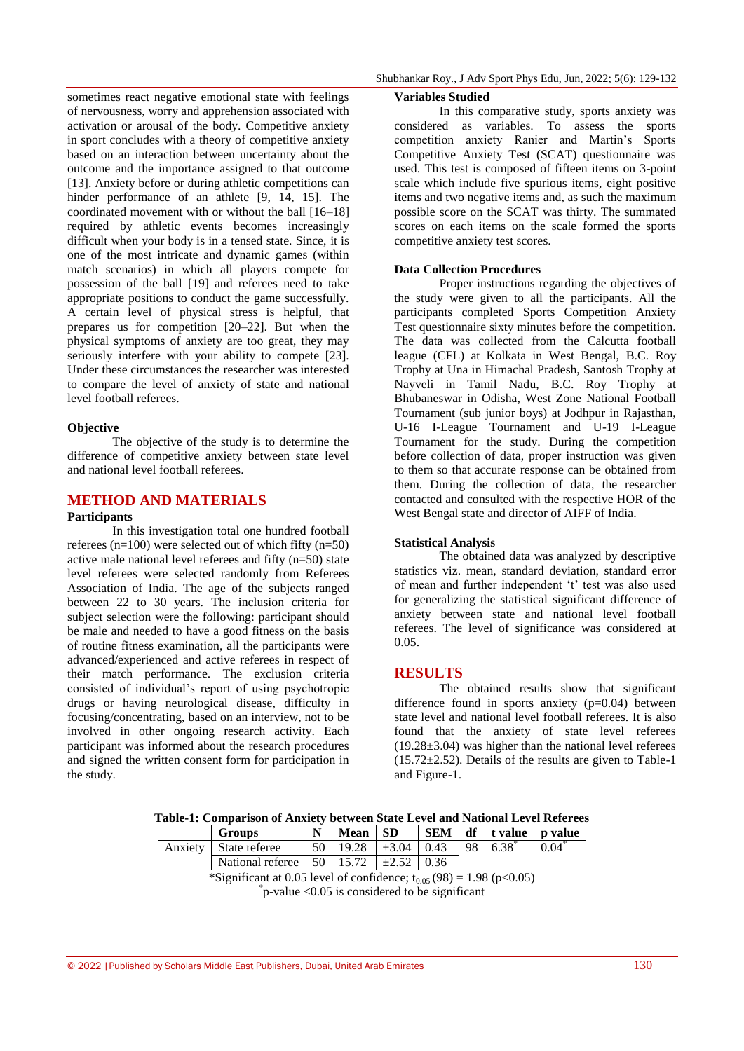sometimes react negative emotional state with feelings of nervousness, worry and apprehension associated with activation or arousal of the body. Competitive anxiety in sport concludes with a theory of competitive anxiety based on an interaction between uncertainty about the outcome and the importance assigned to that outcome [13]. Anxiety before or during athletic competitions can hinder performance of an athlete [9, 14, 15]. The coordinated movement with or without the ball [16–18] required by athletic events becomes increasingly difficult when your body is in a tensed state. Since, it is one of the most intricate and dynamic games (within match scenarios) in which all players compete for possession of the ball [19] and referees need to take appropriate positions to conduct the game successfully. A certain level of physical stress is helpful, that prepares us for competition [20–22]. But when the physical symptoms of anxiety are too great, they may seriously interfere with your ability to compete [23]. Under these circumstances the researcher was interested to compare the level of anxiety of state and national level football referees.

### Objective

The objective of the study is to determine the difference of competitive anxiety between state level and national level football referees.

## METHOD AND MATERIALS

### Participants

In this investigation total one hundred football referees (n=100) were selected out of which fifty (n=50) active male national level referees and fifty (n=50) state level referees were selected randomly from Referees Association of India. The age of the subjects ranged between 22 to 30 years. The inclusion criteria for subject selection were the following: participant should be male and needed to have a good fitness on the basis of routine fitness examination, all the participants were advanced/experienced and active referees in respect of their match performance. The exclusion criteria consisted of individual's report of using psychotropic drugs or having neurological disease, difficulty in focusing/concentrating, based on an interview, not to be involved in other ongoing research activity. Each participant was informed about the research procedures and signed the written consent form for participation in the study.

### Variables Studied

In this comparative study, sports anxiety was considered as variables. To assess the sports competition anxiety Ranier and Martin's Sports Competitive Anxiety Test (SCAT) questionnaire was used. This test is composed of fifteen items on 3-point scale which include five spurious items, eight positive items and two negative items and, as such the maximum possible score on the SCAT was thirty. The summated scores on each items on the scale formed the sports competitive anxiety test scores.

### Data Collection Procedures

Proper instructions regarding the objectives of the study were given to all the participants. All the participants completed Sports Competition Anxiety Test questionnaire sixty minutes before the competition. The data was collected from the Calcutta football league (CFL) at Kolkata in West Bengal, B.C. Roy Trophy at Una in Himachal Pradesh, Santosh Trophy at Nayveli in Tamil Nadu, B.C. Roy Trophy at Bhubaneswar in Odisha, West Zone National Football Tournament (sub junior boys) at Jodhpur in Rajasthan, U-16 I-League Tournament and U-19 I-League Tournament for the study. During the competition before collection of data, proper instruction was given to them so that accurate response can be obtained from them. During the collection of data, the researcher contacted and consulted with the respective HOR of the West Bengal state and director of AIFF of India.

### Statistical Analysis

The obtained data was analyzed by descriptive statistics viz. mean, standard deviation, standard error of mean and further independent 't' test was also used for generalizing the statistical significant difference of anxiety between state and national level football referees. The level of significance was considered at 0.05.

## RESULTS

The obtained results show that significant difference found in sports anxiety (p=0.04) between state level and national level football referees. It is also found that the anxiety of state level referees (19.28±3.04) was higher than the national level referees (15.72±2.52). Details of the results are given to Table-1 and Figure-1.

**Table-1: Comparison of Anxiety between State Level and National Level Referees**

| | Groups | N | Mean | SD | SEM | df | t value | p value |
|---|---|---|---|---|---|---|---|---|
| Anxiety | State referee | 50 | 19.28 | ±3.04 | 0.43 | 98 | 6.38* | 0.04* |
| | National referee | 50 | 15.72 | ±2.52 | 0.36 | | | |

*Significant at 0.05 level of confidence; $t_{0.05}(98) = 1.98$ ($p<0.05$)

*p-value <0.05 is considered to be significant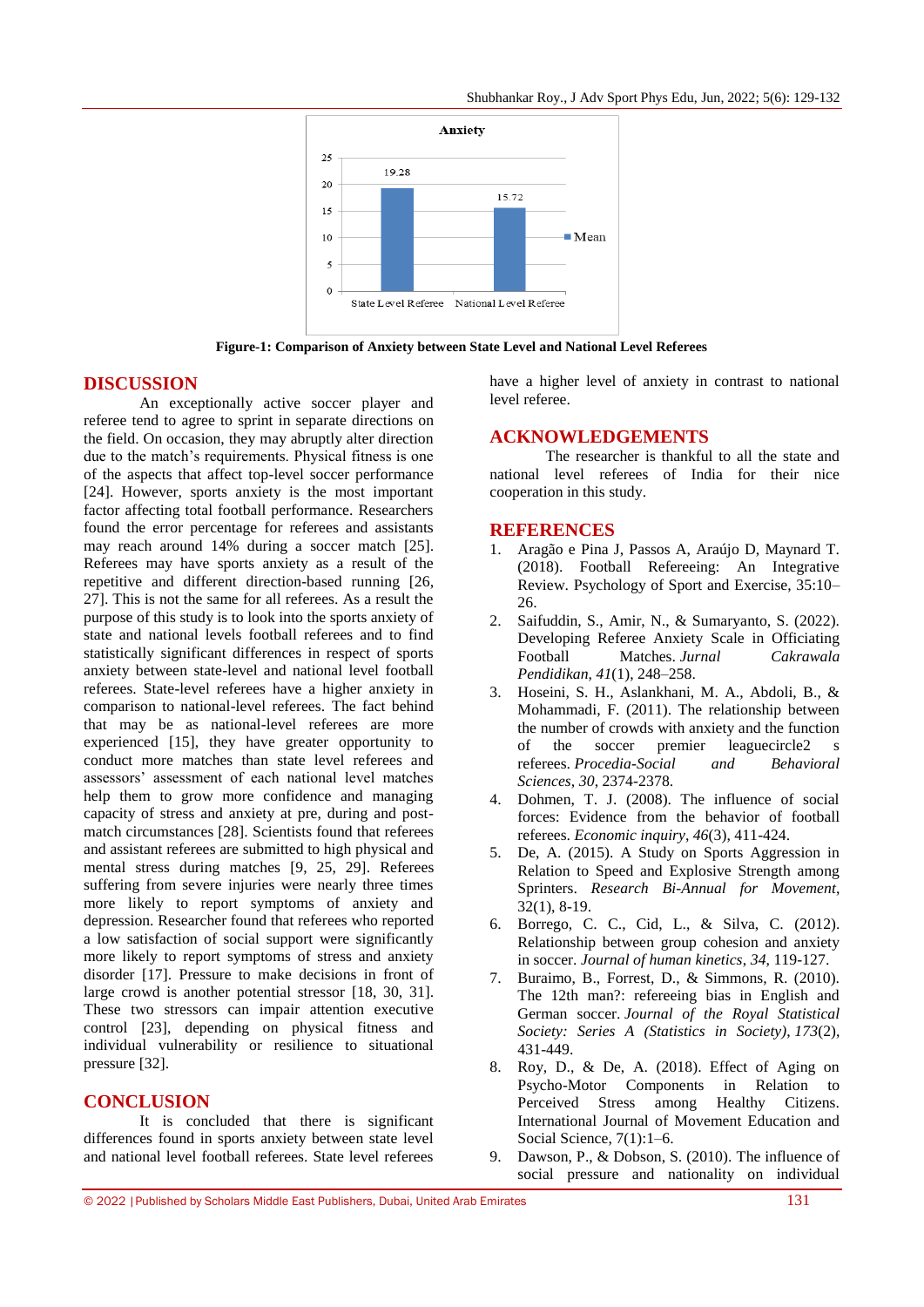Anxiety

| | State Level Referee | National Level Referee |
|---|---|---|
| Mean | 19.28 | 15.72 |

**Figure-1: Comparison of Anxiety between State Level and National Level Referees**

## DISCUSSION

An exceptionally active soccer player and referee tend to agree to sprint in separate directions on the field. On occasion, they may abruptly alter direction due to the match's requirements. Physical fitness is one of the aspects that affect top-level soccer performance [24]. However, sports anxiety is the most important factor affecting total football performance. Researchers found the error percentage for referees and assistants may reach around 14% during a soccer match [25]. Referees may have sports anxiety as a result of the repetitive and different direction-based running [26, 27]. This is not the same for all referees. As a result the purpose of this study is to look into the sports anxiety of state and national levels football referees and to find statistically significant differences in respect of sports anxiety between state-level and national level football referees. State-level referees have a higher anxiety in comparison to national-level referees. The fact behind that may be as national-level referees are more experienced [15], they have greater opportunity to conduct more matches than state level referees and assessors' assessment of each national level matches help them to grow more confidence and managing capacity of stress and anxiety at pre, during and post-match circumstances [28]. Scientists found that referees and assistant referees are submitted to high physical and mental stress during matches [9, 25, 29]. Referees suffering from severe injuries were nearly three times more likely to report symptoms of anxiety and depression. Researcher found that referees who reported a low satisfaction of social support were significantly more likely to report symptoms of stress and anxiety disorder [17]. Pressure to make decisions in front of large crowd is another potential stressor [18, 30, 31]. These two stressors can impair attention executive control [23], depending on physical fitness and individual vulnerability or resilience to situational pressure [32].

## CONCLUSION

It is concluded that there is significant differences found in sports anxiety between state level and national level football referees. State level referees have a higher level of anxiety in contrast to national level referee.

## ACKNOWLEDGEMENTS

The researcher is thankful to all the state and national level referees of India for their nice cooperation in this study.

## REFERENCES

1. Aragão e Pina J, Passos A, Araújo D, Maynard T. (2018). Football Refereeing: An Integrative Review. Psychology of Sport and Exercise, 35:10–26.
2. Saifuddin, S., Amir, N., & Sumaryanto, S. (2022). Developing Referee Anxiety Scale in Officiating Football Matches. *Jurnal Cakrawala Pendidikan*, *41*(1), 248–258.
3. Hoseini, S. H., Aslankhani, M. A., Abdoli, B., & Mohammadi, F. (2011). The relationship between the number of crowds with anxiety and the function of the soccer premier leaguecircle2 s referees. *Procedia-Social and Behavioral Sciences*, *30*, 2374-2378.
4. Dohmen, T. J. (2008). The influence of social forces: Evidence from the behavior of football referees. *Economic inquiry*, *46*(3), 411-424.
5. De, A. (2015). A Study on Sports Aggression in Relation to Speed and Explosive Strength among Sprinters. *Research Bi-Annual for Movement*, 32(1), 8-19.
6. Borrego, C. C., Cid, L., & Silva, C. (2012). Relationship between group cohesion and anxiety in soccer. *Journal of human kinetics*, *34*, 119-127.
7. Buraimo, B., Forrest, D., & Simmons, R. (2010). The 12th man?: refereeing bias in English and German soccer. *Journal of the Royal Statistical Society: Series A (Statistics in Society)*, *173*(2), 431-449.
8. Roy, D., & De, A. (2018). Effect of Aging on Psycho-Motor Components in Relation to Perceived Stress among Healthy Citizens. International Journal of Movement Education and Social Science, 7(1):1–6.
9. Dawson, P., & Dobson, S. (2010). The influence of social pressure and nationality on individual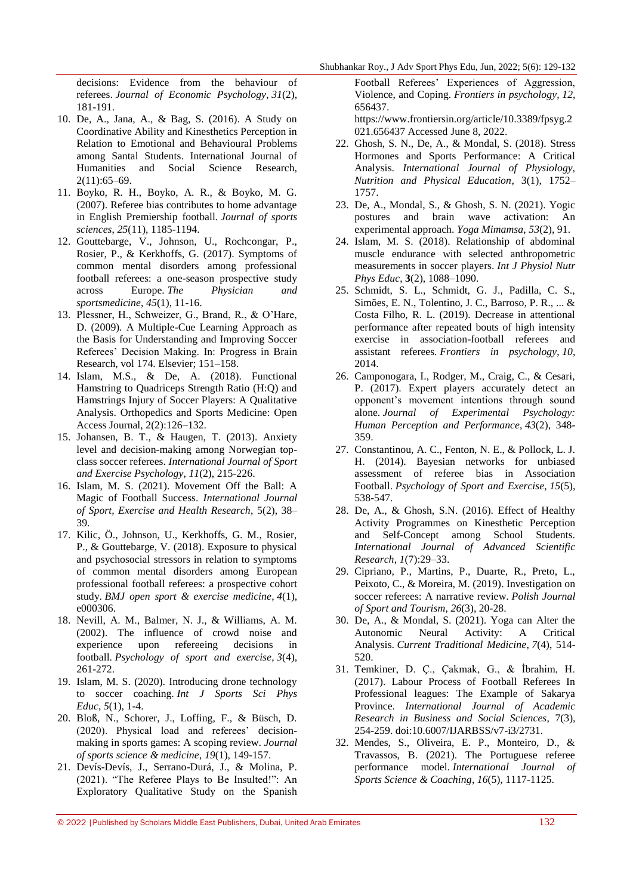decisions: Evidence from the behaviour of referees. *Journal of Economic Psychology*, *31*(2), 181-191.

10. De, A., Jana, A., & Bag, S. (2016). A Study on Coordinative Ability and Kinesthetics Perception in Relation to Emotional and Behavioural Problems among Santal Students. International Journal of Humanities and Social Science Research, 2(11):65–69.
11. Boyko, R. H., Boyko, A. R., & Boyko, M. G. (2007). Referee bias contributes to home advantage in English Premiership football. *Journal of sports sciences*, *25*(11), 1185-1194.
12. Gouttebarge, V., Johnson, U., Rochcongar, P., Rosier, P., & Kerkhoffs, G. (2017). Symptoms of common mental disorders among professional football referees: a one-season prospective study across Europe. *The Physician and sportsmedicine*, *45*(1), 11-16.
13. Plessner, H., Schweizer, G., Brand, R., & O'Hare, D. (2009). A Multiple-Cue Learning Approach as the Basis for Understanding and Improving Soccer Referees' Decision Making. In: Progress in Brain Research, vol 174. Elsevier; 151–158.
14. Islam, M.S., & De, A. (2018). Functional Hamstring to Quadriceps Strength Ratio (H:Q) and Hamstrings Injury of Soccer Players: A Qualitative Analysis. Orthopedics and Sports Medicine: Open Access Journal, 2(2):126–132.
15. Johansen, B. T., & Haugen, T. (2013). Anxiety level and decision-making among Norwegian top-class soccer referees. *International Journal of Sport and Exercise Psychology*, *11*(2), 215-226.
16. Islam, M. S. (2021). Movement Off the Ball: A Magic of Football Success. *International Journal of Sport, Exercise and Health Research*, 5(2), 38–39.
17. Kilic, Ö., Johnson, U., Kerkhoffs, G. M., Rosier, P., & Gouttebarge, V. (2018). Exposure to physical and psychosocial stressors in relation to symptoms of common mental disorders among European professional football referees: a prospective cohort study. *BMJ open sport & exercise medicine*, *4*(1), e000306.
18. Nevill, A. M., Balmer, N. J., & Williams, A. M. (2002). The influence of crowd noise and experience upon refereeing decisions in football. *Psychology of sport and exercise*, *3*(4), 261-272.
19. Islam, M. S. (2020). Introducing drone technology to soccer coaching. *Int J Sports Sci Phys Educ*, *5*(1), 1-4.
20. Bloß, N., Schorer, J., Loffing, F., & Büsch, D. (2020). Physical load and referees' decision-making in sports games: A scoping review. *Journal of sports science & medicine*, *19*(1), 149-157.
21. Devís-Devís, J., Serrano-Durá, J., & Molina, P. (2021). "The Referee Plays to Be Insulted!": An Exploratory Qualitative Study on the Spanish Football Referees' Experiences of Aggression, Violence, and Coping. *Frontiers in psychology*, *12*, 656437. https://www.frontiersin.org/article/10.3389/fpsyg.2021.656437 Accessed June 8, 2022.
22. Ghosh, S. N., De, A., & Mondal, S. (2018). Stress Hormones and Sports Performance: A Critical Analysis. *International Journal of Physiology, Nutrition and Physical Education*, 3(1), 1752–1757.
23. De, A., Mondal, S., & Ghosh, S. N. (2021). Yogic postures and brain wave activation: An experimental approach. *Yoga Mimamsa*, *53*(2), 91.
24. Islam, M. S. (2018). Relationship of abdominal muscle endurance with selected anthropometric measurements in soccer players. *Int J Physiol Nutr Phys Educ*, **3**(2), 1088–1090.
25. Schmidt, S. L., Schmidt, G. J., Padilla, C. S., Simões, E. N., Tolentino, J. C., Barroso, P. R., ... & Costa Filho, R. L. (2019). Decrease in attentional performance after repeated bouts of high intensity exercise in association-football referees and assistant referees. *Frontiers in psychology*, *10*, 2014.
26. Camponogara, I., Rodger, M., Craig, C., & Cesari, P. (2017). Expert players accurately detect an opponent's movement intentions through sound alone. *Journal of Experimental Psychology: Human Perception and Performance*, *43*(2), 348-359.
27. Constantinou, A. C., Fenton, N. E., & Pollock, L. J. H. (2014). Bayesian networks for unbiased assessment of referee bias in Association Football. *Psychology of Sport and Exercise*, *15*(5), 538-547.
28. De, A., & Ghosh, S.N. (2016). Effect of Healthy Activity Programmes on Kinesthetic Perception and Self-Concept among School Students. *International Journal of Advanced Scientific Research*, *1*(7):29–33.
29. Cipriano, P., Martins, P., Duarte, R., Preto, L., Peixoto, C., & Moreira, M. (2019). Investigation on soccer referees: A narrative review. *Polish Journal of Sport and Tourism*, *26*(3), 20-28.
30. De, A., & Mondal, S. (2021). Yoga can Alter the Autonomic Neural Activity: A Critical Analysis. *Current Traditional Medicine*, *7*(4), 514-520.
31. Temkiner, D. Ç., Çakmak, G., & İbrahim, H. (2017). Labour Process of Football Referees In Professional leagues: The Example of Sakarya Province. *International Journal of Academic Research in Business and Social Sciences*, 7(3), 254-259. doi:10.6007/IJARBSS/v7-i3/2731.
32. Mendes, S., Oliveira, E. P., Monteiro, D., & Travassos, B. (2021). The Portuguese referee performance model. *International Journal of Sports Science & Coaching*, *16*(5), 1117-1125.